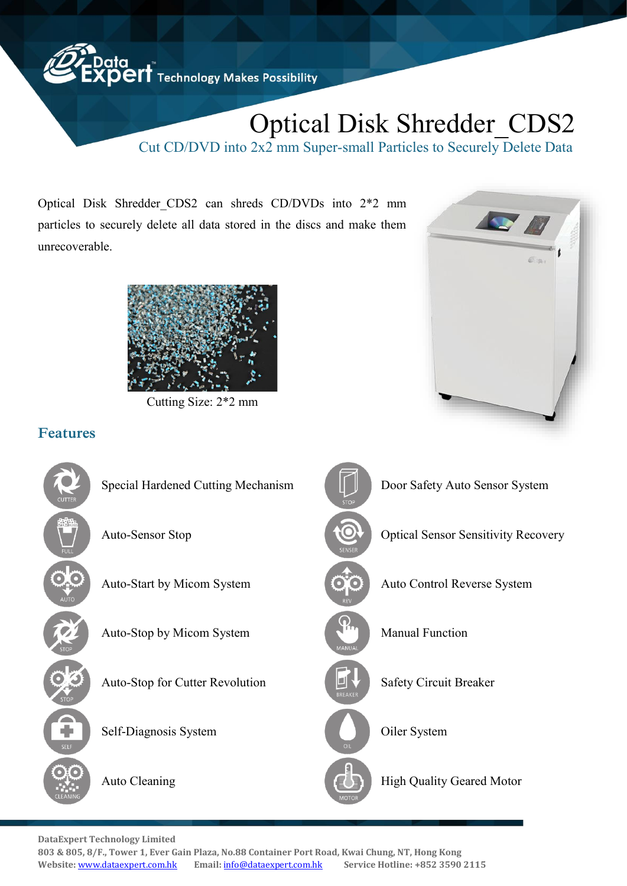# Optical Disk Shredder_CDS2

Cut CD/DVD into 2x2 mm Super-small Particles to Securely Delete Data

Optical Disk Shredder_CDS2 can shreds CD/DVDs into 2*2 mm particles to securely delete all data stored in the discs and make them unrecoverable.

Cutting Size: 2*2 mm

## Features

- Special Hardened Cutting Mechanism
- Auto-Sensor Stop
- Auto-Start by Micom System
- Auto-Stop by Micom System
- Auto-Stop for Cutter Revolution
- Self-Diagnosis System
- Auto Cleaning
- Door Safety Auto Sensor System
- Optical Sensor Sensitivity Recovery
- Auto Control Reverse System
- Manual Function
- Safety Circuit Breaker
- Oiler System
- High Quality Geared Motor

**DataExpert Technology Limited**
**803 & 805, 8/F., Tower 1, Ever Gain Plaza, No.88 Container Port Road, Kwai Chung, NT, Hong Kong**
**Website: [www.dataexpert.com.hk](www.dataexpert.com.hk)  Email: [info@dataexpert.com.hk](mailto:info@dataexpert.com.hk)  Service Hotline: +852 3590 2115**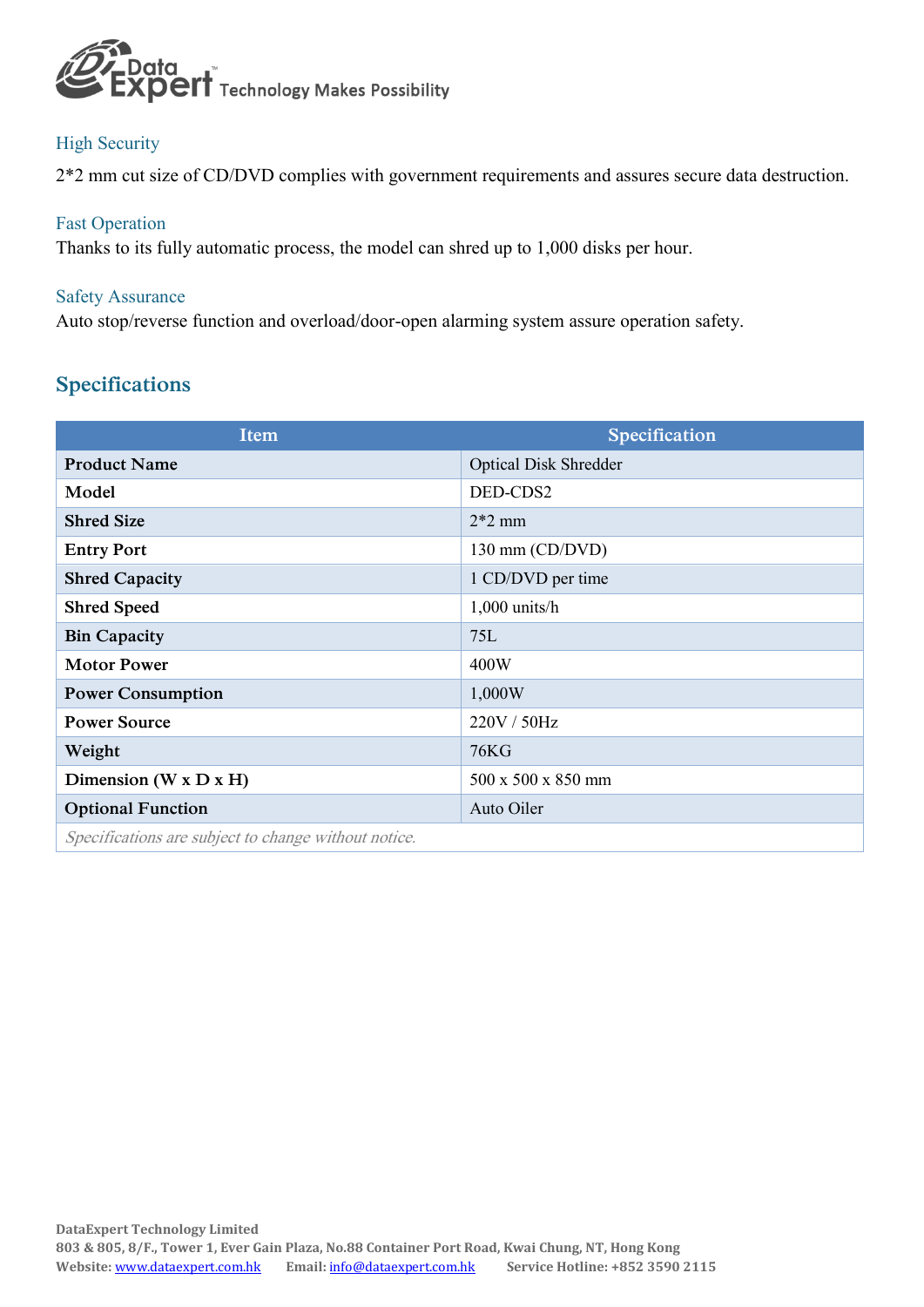### High Security

2*2 mm cut size of CD/DVD complies with government requirements and assures secure data destruction.

### Fast Operation

Thanks to its fully automatic process, the model can shred up to 1,000 disks per hour.

### Safety Assurance

Auto stop/reverse function and overload/door-open alarming system assure operation safety.

## Specifications

| Item | Specification |
|---|---|
| **Product Name** | Optical Disk Shredder |
| **Model** | DED-CDS2 |
| **Shred Size** | 2*2 mm |
| **Entry Port** | 130 mm (CD/DVD) |
| **Shred Capacity** | 1 CD/DVD per time |
| **Shred Speed** | 1,000 units/h |
| **Bin Capacity** | 75L |
| **Motor Power** | 400W |
| **Power Consumption** | 1,000W |
| **Power Source** | 220V / 50Hz |
| **Weight** | 76KG |
| **Dimension (W x D x H)** | 500 x 500 x 850 mm |
| **Optional Function** | Auto Oiler |
| *Specifications are subject to change without notice.* | |